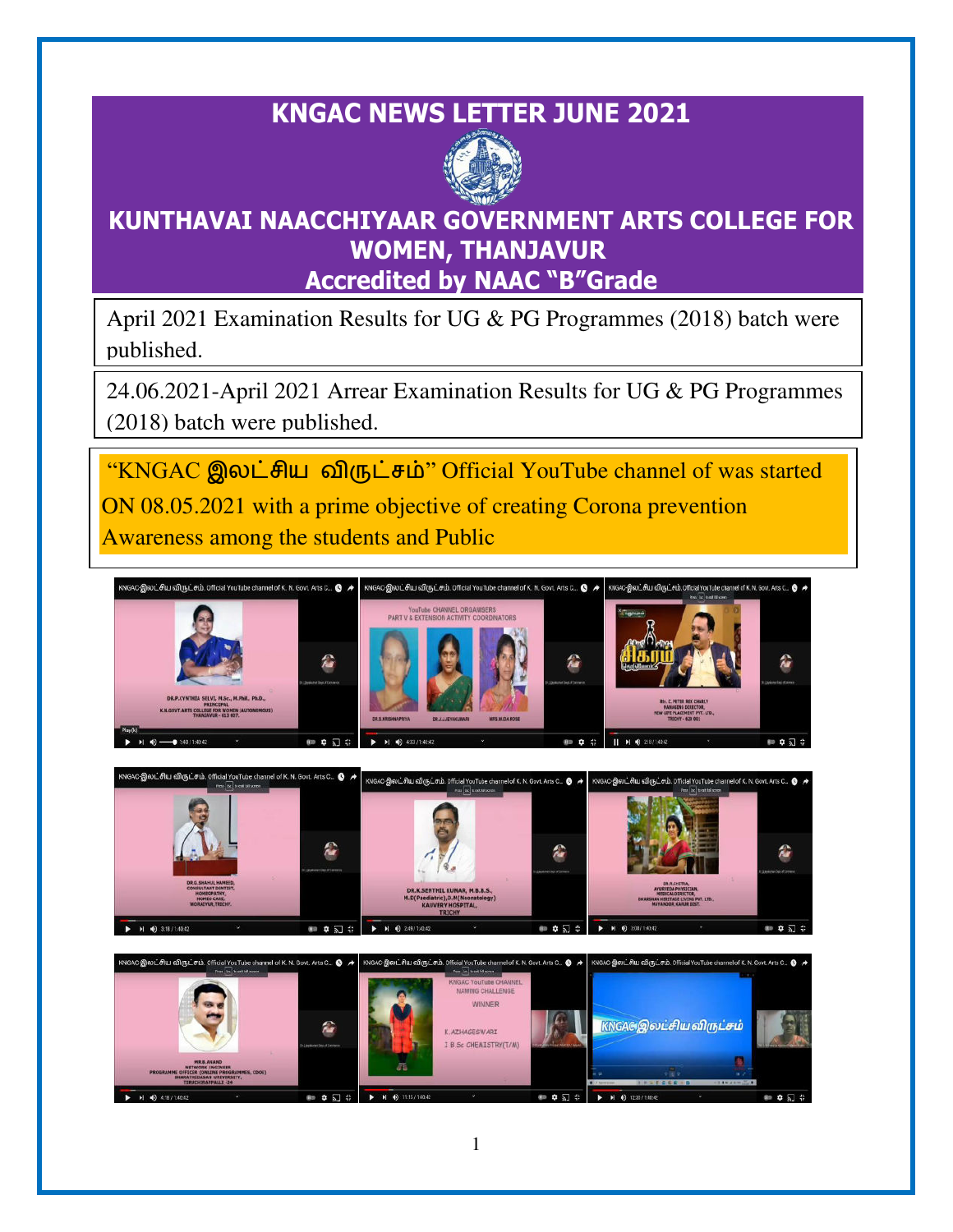# KNGAC NEWS LETTER JUNE 2021

## KUNTHAVAI NAACCHIYAAR GOVERNMENT ARTS COLLEGE FOR WOMEN, THANJAVUR

### Accredited by NAAC "B"Grade

April 2021 Examination Results for UG & PG Programmes (2018) batch were published.

24.06.2021-April 2021 Arrear Examination Results for UG & PG Programmes (2018) batch were published.

"KNGAC இலட்சிய விருட்சம்" Official YouTube channel of was started ON 08.05.2021 with a prime objective of creating Corona prevention Awareness among the students and Public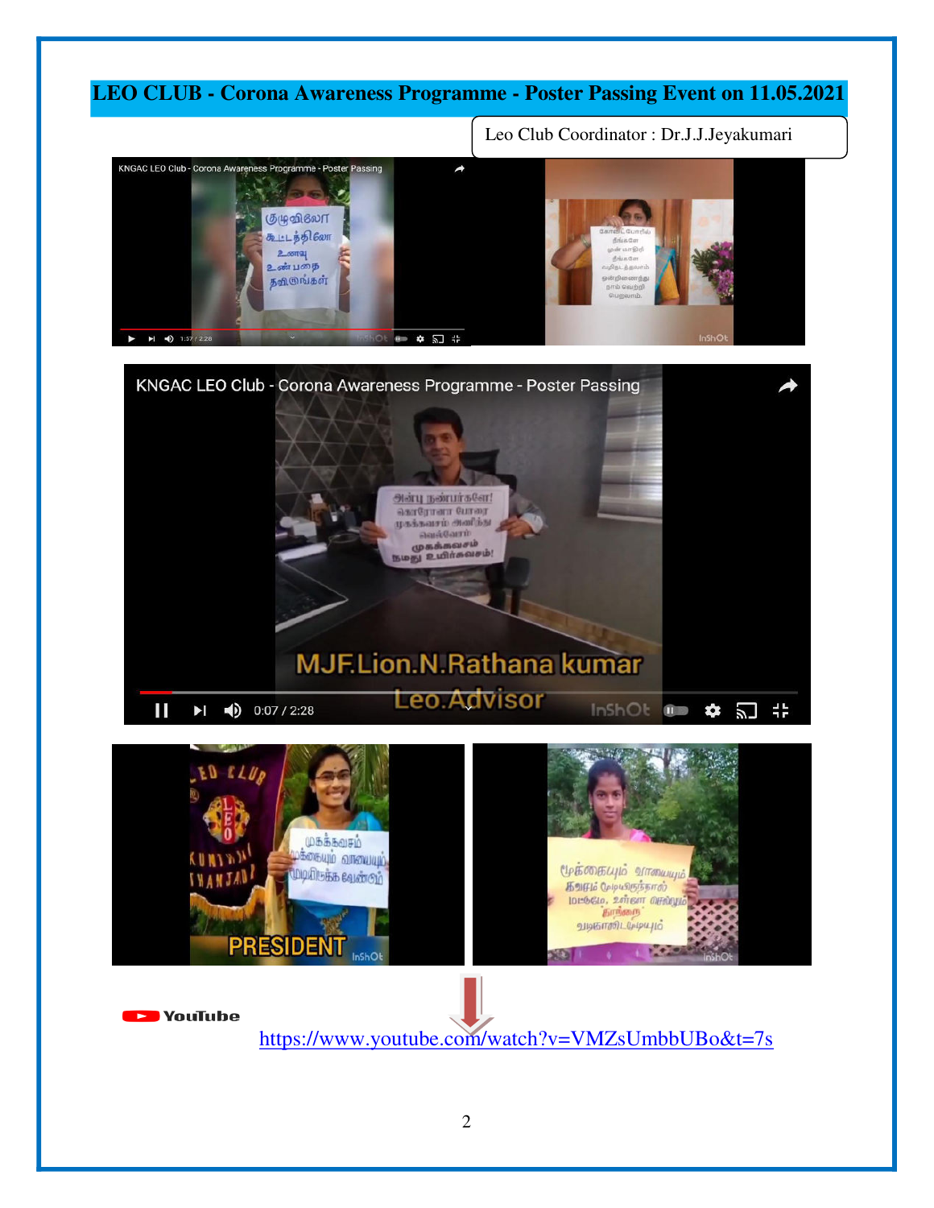# LEO CLUB - Corona Awareness Programme - Poster Passing Event on 11.05.2021

Leo Club Coordinator : Dr.J.J.Jeyakumari

YouTube https://www.youtube.com/watch?v=VMZsUmbbUBo&t=7s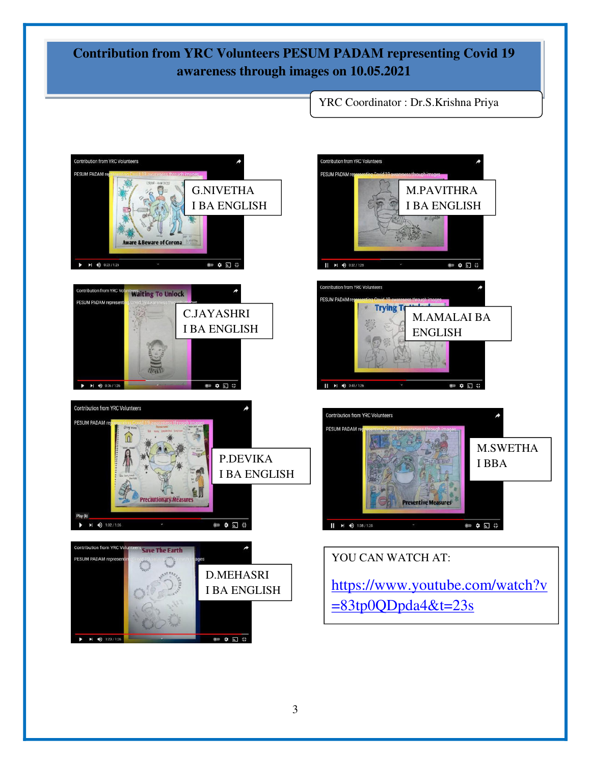# Contribution from YRC Volunteers PESUM PADAM representing Covid 19 awareness through images on 10.05.2021

YRC Coordinator : Dr.S.Krishna Priya

G.NIVETHA
I BA ENGLISH

M.PAVITHRA
I BA ENGLISH

C.JAYASHRI
I BA ENGLISH

M.AMALAI BA ENGLISH

P.DEVIKA
I BA ENGLISH

M.SWETHA
I BBA

D.MEHASRI
I BA ENGLISH

YOU CAN WATCH AT:

https://www.youtube.com/watch?v=83tp0QDpda4&t=23s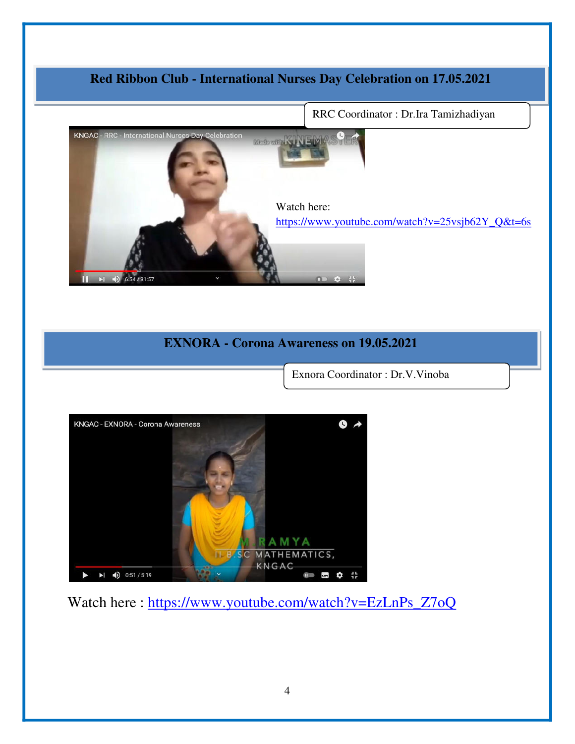## Red Ribbon Club - International Nurses Day Celebration on 17.05.2021

RRC Coordinator : Dr.Ira Tamizhadiyan

Watch here:
https://www.youtube.com/watch?v=25vsjb62Y_Q&t=6s

## EXNORA - Corona Awareness on 19.05.2021

Exnora Coordinator : Dr.V.Vinoba

Watch here : https://www.youtube.com/watch?v=EzLnPs_Z7oQ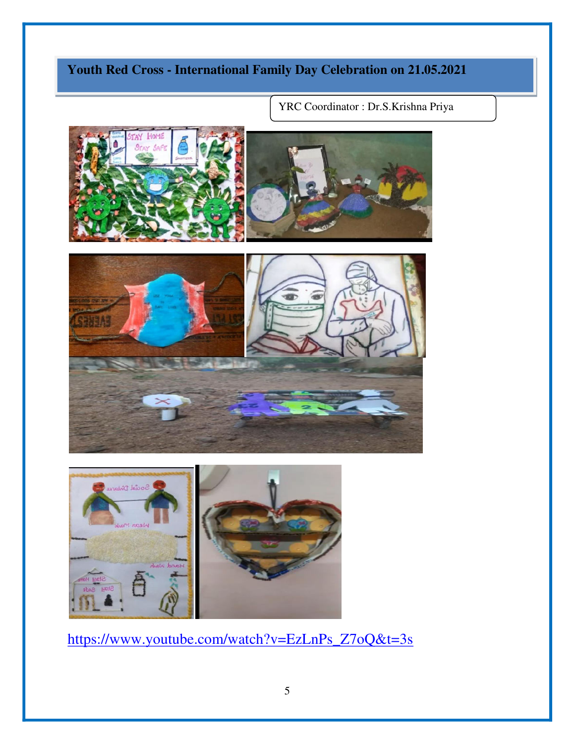## Youth Red Cross - International Family Day Celebration on 21.05.2021

YRC Coordinator : Dr.S.Krishna Priya

https://www.youtube.com/watch?v=EzLnPs_Z7oQ&t=3s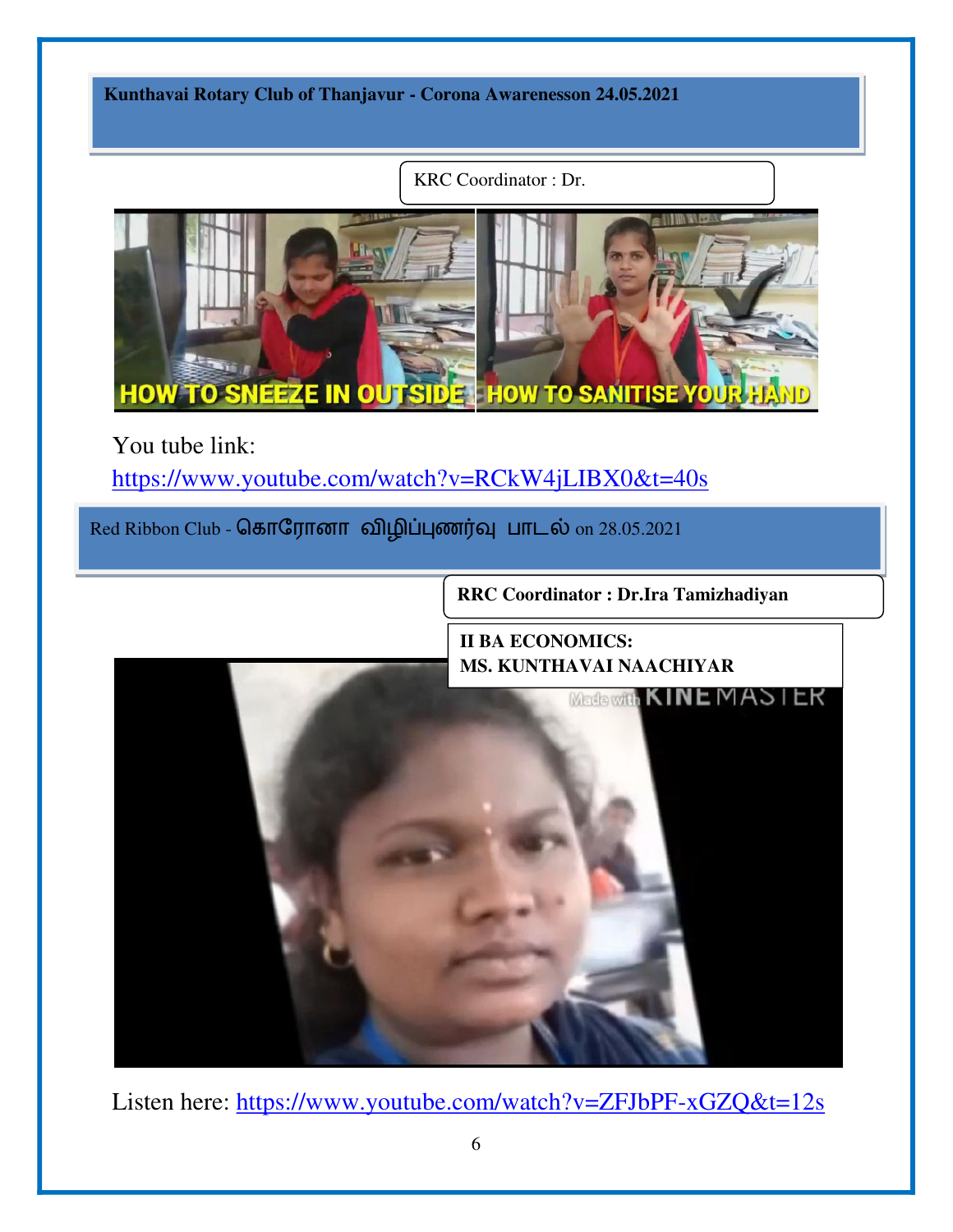**Kunthavai Rotary Club of Thanjavur - Corona Awarenesson 24.05.2021**

KRC Coordinator : Dr.

HOW TO SNEEZE IN OUTSIDE HOW TO SANITISE YOUR HAND

You tube link:

https://www.youtube.com/watch?v=RCkW4jLIBX0&t=40s

Red Ribbon Club - கொரோனா விழிப்புணர்வு பாடல் on 28.05.2021

**RRC Coordinator : Dr.Ira Tamizhadiyan**

**II BA ECONOMICS:**
**MS. KUNTHAVAI NAACHIYAR**

Listen here: https://www.youtube.com/watch?v=ZFJbPF-xGZQ&t=12s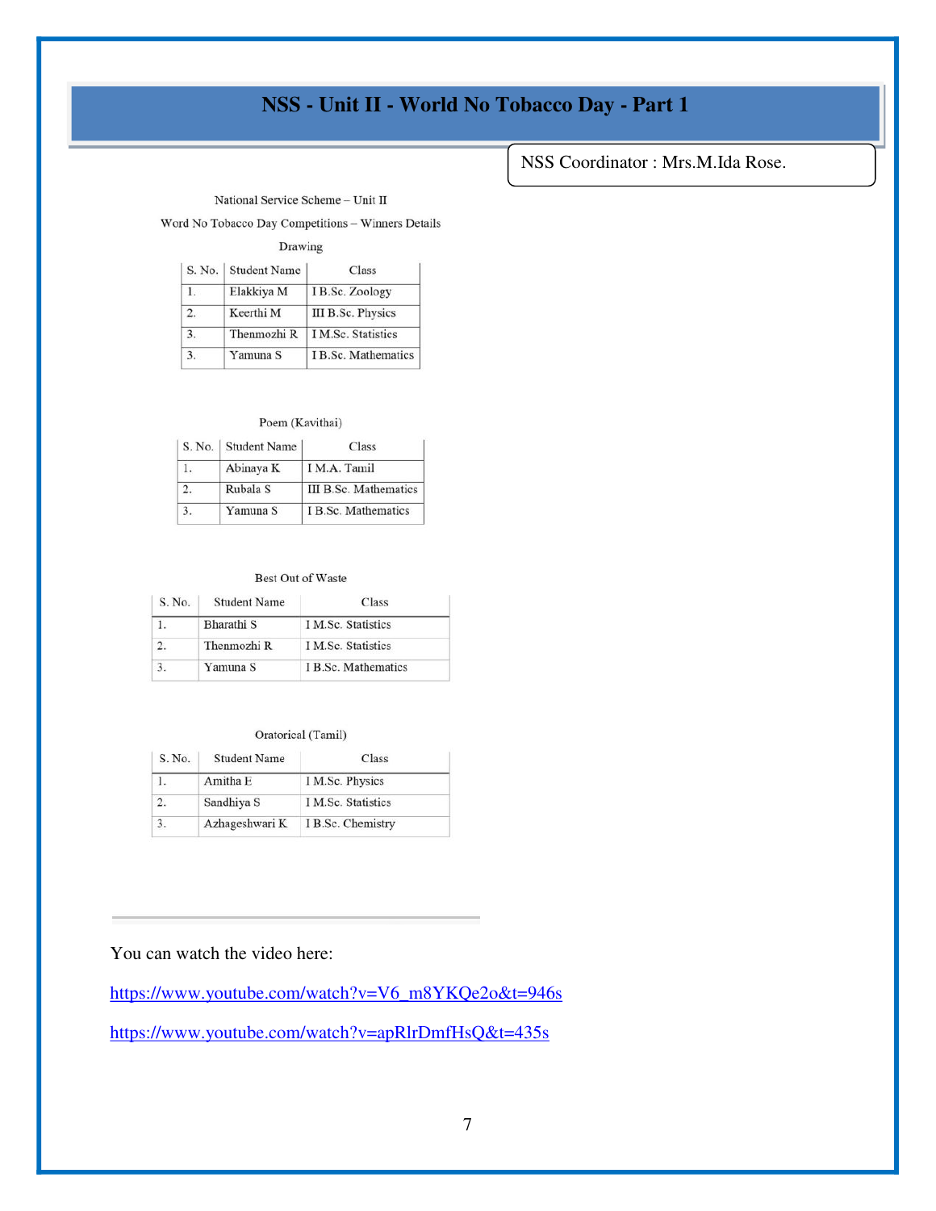# NSS - Unit II - World No Tobacco Day - Part 1

NSS Coordinator : Mrs.M.Ida Rose.

National Service Scheme – Unit II

Word No Tobacco Day Competitions – Winners Details

Drawing

| S. No. | Student Name | Class |
|---|---|---|
| 1. | Elakkiya M | I B.Sc. Zoology |
| 2. | Keerthi M | III B.Sc. Physics |
| 3. | Thenmozhi R | I M.Sc. Statistics |
| 3. | Yamuna S | I B.Sc. Mathematics |

Poem (Kavithai)

| S. No. | Student Name | Class |
|---|---|---|
| 1. | Abinaya K | I M.A. Tamil |
| 2. | Rubala S | III B.Sc. Mathematics |
| 3. | Yamuna S | I B.Sc. Mathematics |

Best Out of Waste

| S. No. | Student Name | Class |
|---|---|---|
| 1. | Bharathi S | I M.Sc. Statistics |
| 2. | Thenmozhi R | I M.Sc. Statistics |
| 3. | Yamuna S | I B.Sc. Mathematics |

Oratorical (Tamil)

| S. No. | Student Name | Class |
|---|---|---|
| 1. | Amitha E | I M.Sc. Physics |
| 2. | Sandhiya S | I M.Sc. Statistics |
| 3. | Azhageshwari K | I B.Sc. Chemistry |

---

You can watch the video here:

https://www.youtube.com/watch?v=V6_m8YKQe2o&t=946s

https://www.youtube.com/watch?v=apRlrDmfHsQ&t=435s